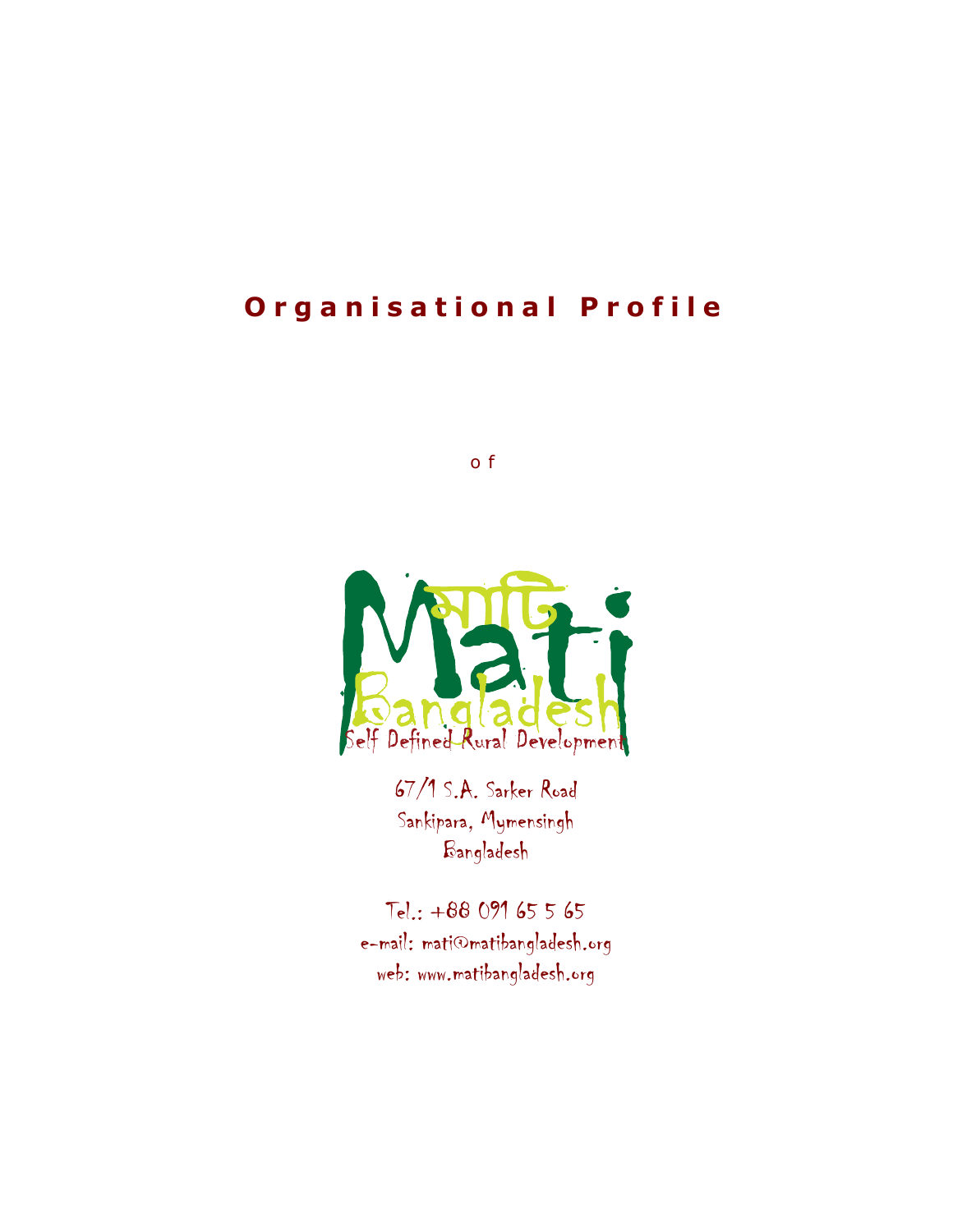# Organisational Profile

of

মাটি

Mati

Bangladesh

Self Defined Rural Development

67/1 S.A. Sarker Road
Sankipara, Mymensingh
Bangladesh

Tel.: +88 091 65 5 65
e-mail: mati@matibangladesh.org
web: www.matibangladesh.org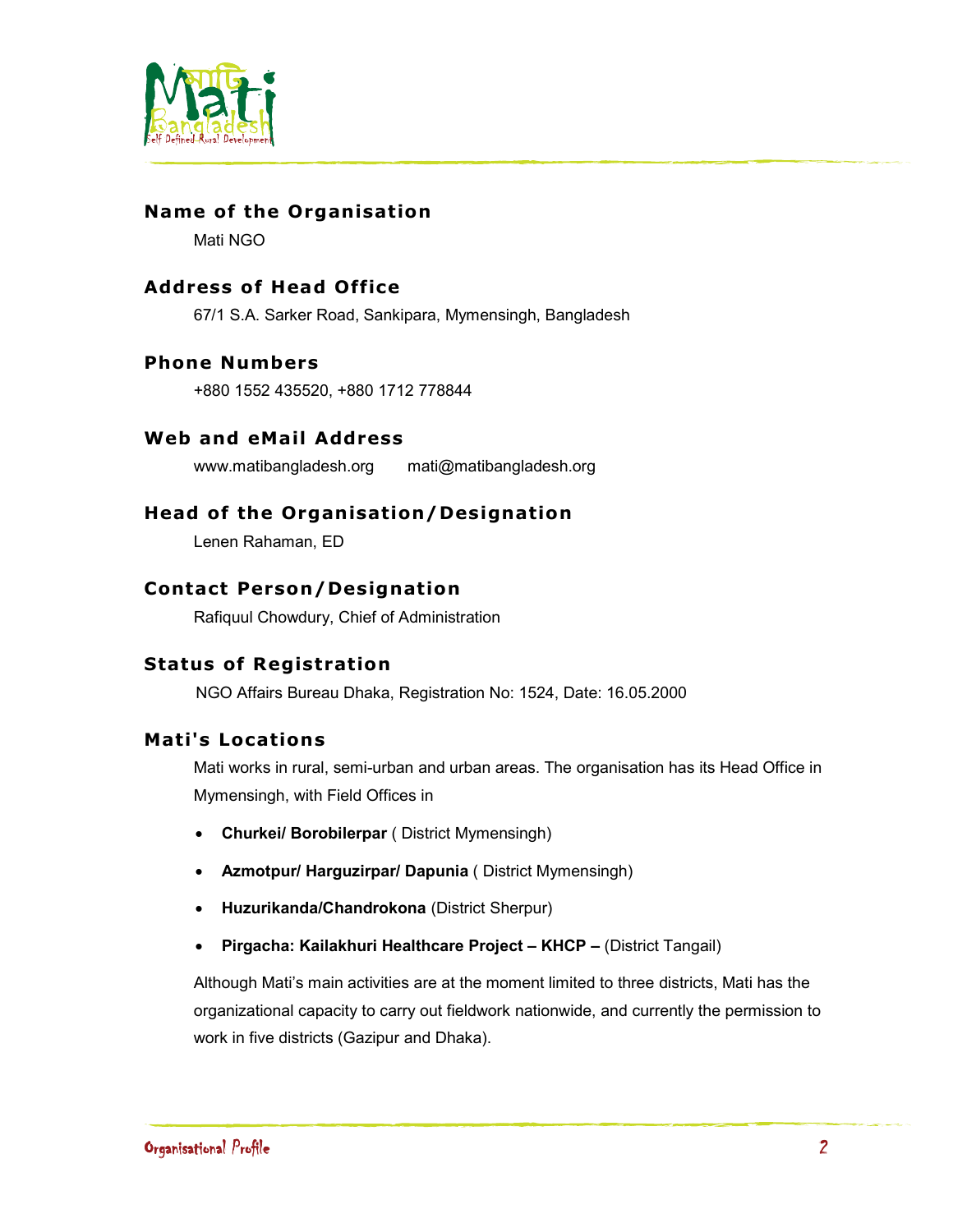## Name of the Organisation

Mati NGO

## Address of Head Office

67/1 S.A. Sarker Road, Sankipara, Mymensingh, Bangladesh

## Phone Numbers

+880 1552 435520, +880 1712 778844

## Web and eMail Address

www.matibangladesh.org    mati@matibangladesh.org

## Head of the Organisation/Designation

Lenen Rahaman, ED

## Contact Person/Designation

Rafiquul Chowdury, Chief of Administration

## Status of Registration

NGO Affairs Bureau Dhaka, Registration No: 1524, Date: 16.05.2000

## Mati's Locations

Mati works in rural, semi-urban and urban areas. The organisation has its Head Office in Mymensingh, with Field Offices in

- **Churkei/ Borobilerpar** ( District Mymensingh)
- **Azmotpur/ Harguzirpar/ Dapunia** ( District Mymensingh)
- **Huzurikanda/Chandrokona** (District Sherpur)
- **Pirgacha: Kailakhuri Healthcare Project – KHCP –** (District Tangail)

Although Mati's main activities are at the moment limited to three districts, Mati has the organizational capacity to carry out fieldwork nationwide, and currently the permission to work in five districts (Gazipur and Dhaka).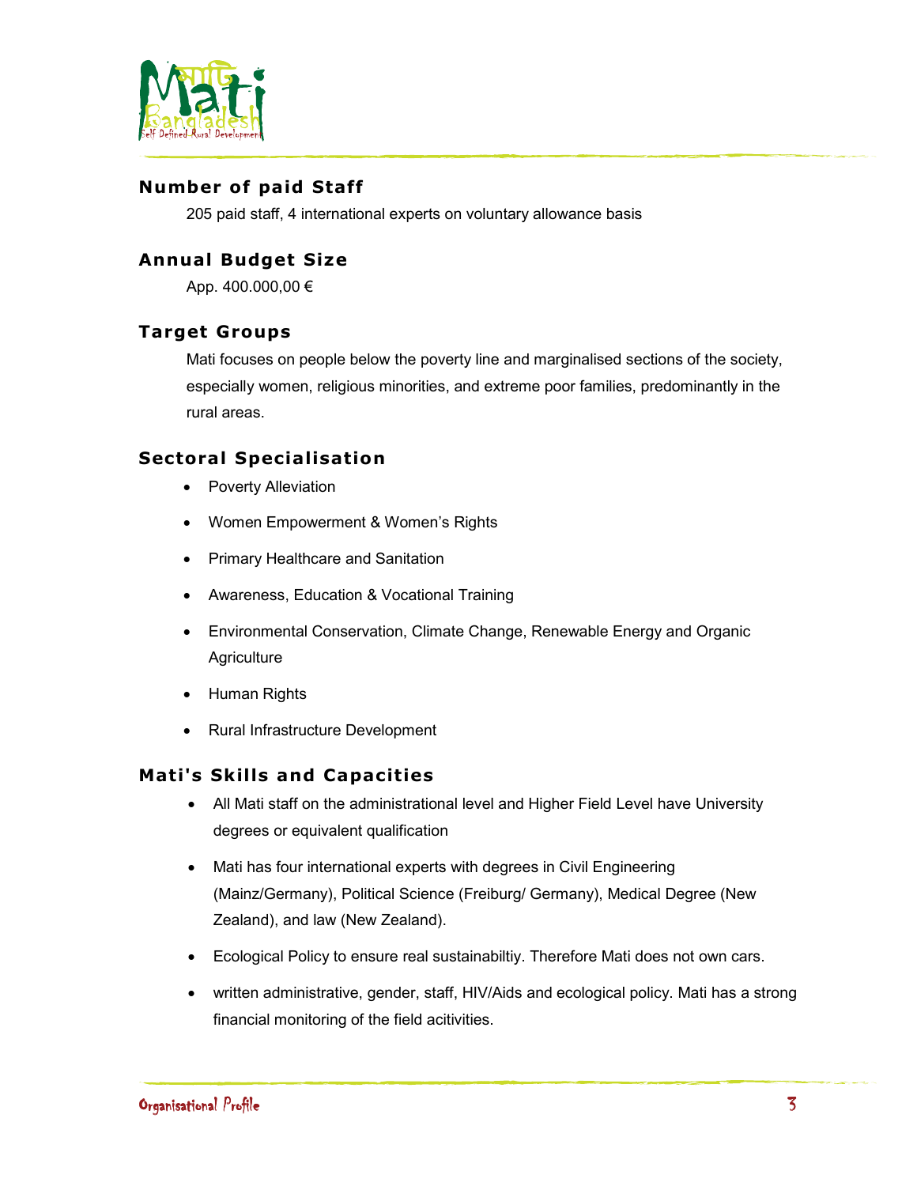## Number of paid Staff

205 paid staff, 4 international experts on voluntary allowance basis

## Annual Budget Size

App. 400.000,00 €

## Target Groups

Mati focuses on people below the poverty line and marginalised sections of the society, especially women, religious minorities, and extreme poor families, predominantly in the rural areas.

## Sectoral Specialisation

- Poverty Alleviation
- Women Empowerment & Women's Rights
- Primary Healthcare and Sanitation
- Awareness, Education & Vocational Training
- Environmental Conservation, Climate Change, Renewable Energy and Organic Agriculture
- Human Rights
- Rural Infrastructure Development

## Mati's Skills and Capacities

- All Mati staff on the administrational level and Higher Field Level have University degrees or equivalent qualification
- Mati has four international experts with degrees in Civil Engineering (Mainz/Germany), Political Science (Freiburg/ Germany), Medical Degree (New Zealand), and law (New Zealand).
- Ecological Policy to ensure real sustainabiltiy. Therefore Mati does not own cars.
- written administrative, gender, staff, HIV/Aids and ecological policy. Mati has a strong financial monitoring of the field acitivities.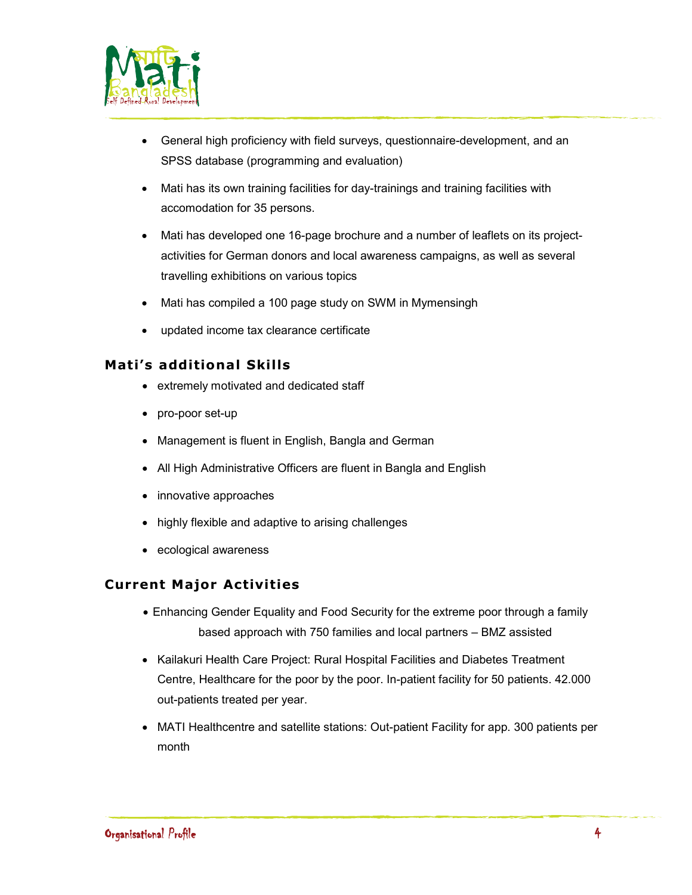- General high proficiency with field surveys, questionnaire-development, and an SPSS database (programming and evaluation)
- Mati has its own training facilities for day-trainings and training facilities with accomodation for 35 persons.
- Mati has developed one 16-page brochure and a number of leaflets on its project-activities for German donors and local awareness campaigns, as well as several travelling exhibitions on various topics
- Mati has compiled a 100 page study on SWM in Mymensingh
- updated income tax clearance certificate

## Mati's additional Skills

- extremely motivated and dedicated staff
- pro-poor set-up
- Management is fluent in English, Bangla and German
- All High Administrative Officers are fluent in Bangla and English
- innovative approaches
- highly flexible and adaptive to arising challenges
- ecological awareness

## Current Major Activities

- Enhancing Gender Equality and Food Security for the extreme poor through a family based approach with 750 families and local partners – BMZ assisted
- Kailakuri Health Care Project: Rural Hospital Facilities and Diabetes Treatment Centre, Healthcare for the poor by the poor. In-patient facility for 50 patients. 42.000 out-patients treated per year.
- MATI Healthcentre and satellite stations: Out-patient Facility for app. 300 patients per month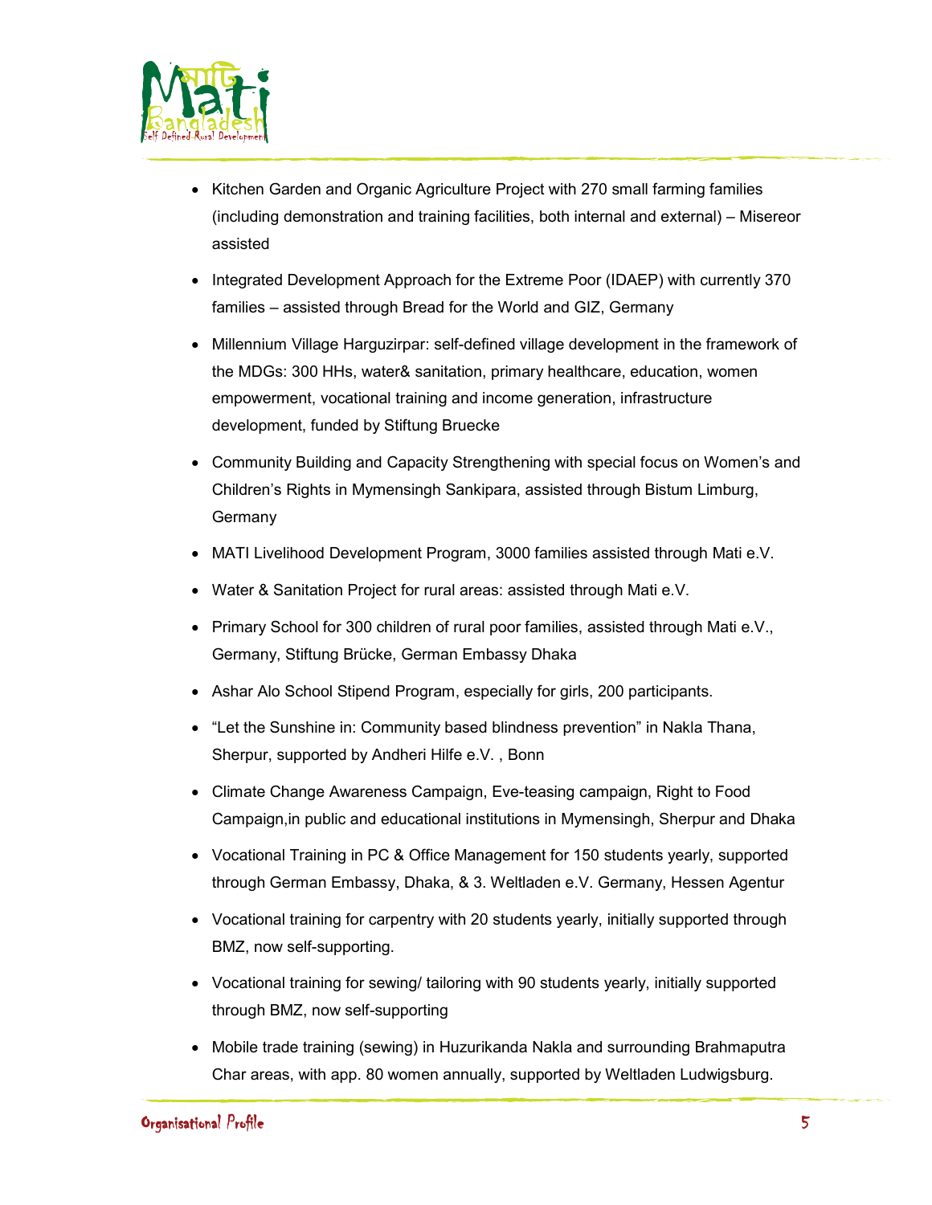- Kitchen Garden and Organic Agriculture Project with 270 small farming families (including demonstration and training facilities, both internal and external) – Misereor assisted
- Integrated Development Approach for the Extreme Poor (IDAEP) with currently 370 families – assisted through Bread for the World and GIZ, Germany
- Millennium Village Harguzirpar: self-defined village development in the framework of the MDGs: 300 HHs, water& sanitation, primary healthcare, education, women empowerment, vocational training and income generation, infrastructure development, funded by Stiftung Bruecke
- Community Building and Capacity Strengthening with special focus on Women's and Children's Rights in Mymensingh Sankipara, assisted through Bistum Limburg, Germany
- MATI Livelihood Development Program, 3000 families assisted through Mati e.V.
- Water & Sanitation Project for rural areas: assisted through Mati e.V.
- Primary School for 300 children of rural poor families, assisted through Mati e.V., Germany, Stiftung Brücke, German Embassy Dhaka
- Ashar Alo School Stipend Program, especially for girls, 200 participants.
- "Let the Sunshine in: Community based blindness prevention" in Nakla Thana, Sherpur, supported by Andheri Hilfe e.V. , Bonn
- Climate Change Awareness Campaign, Eve-teasing campaign, Right to Food Campaign,in public and educational institutions in Mymensingh, Sherpur and Dhaka
- Vocational Training in PC & Office Management for 150 students yearly, supported through German Embassy, Dhaka, & 3. Weltladen e.V. Germany, Hessen Agentur
- Vocational training for carpentry with 20 students yearly, initially supported through BMZ, now self-supporting.
- Vocational training for sewing/ tailoring with 90 students yearly, initially supported through BMZ, now self-supporting
- Mobile trade training (sewing) in Huzurikanda Nakla and surrounding Brahmaputra Char areas, with app. 80 women annually, supported by Weltladen Ludwigsburg.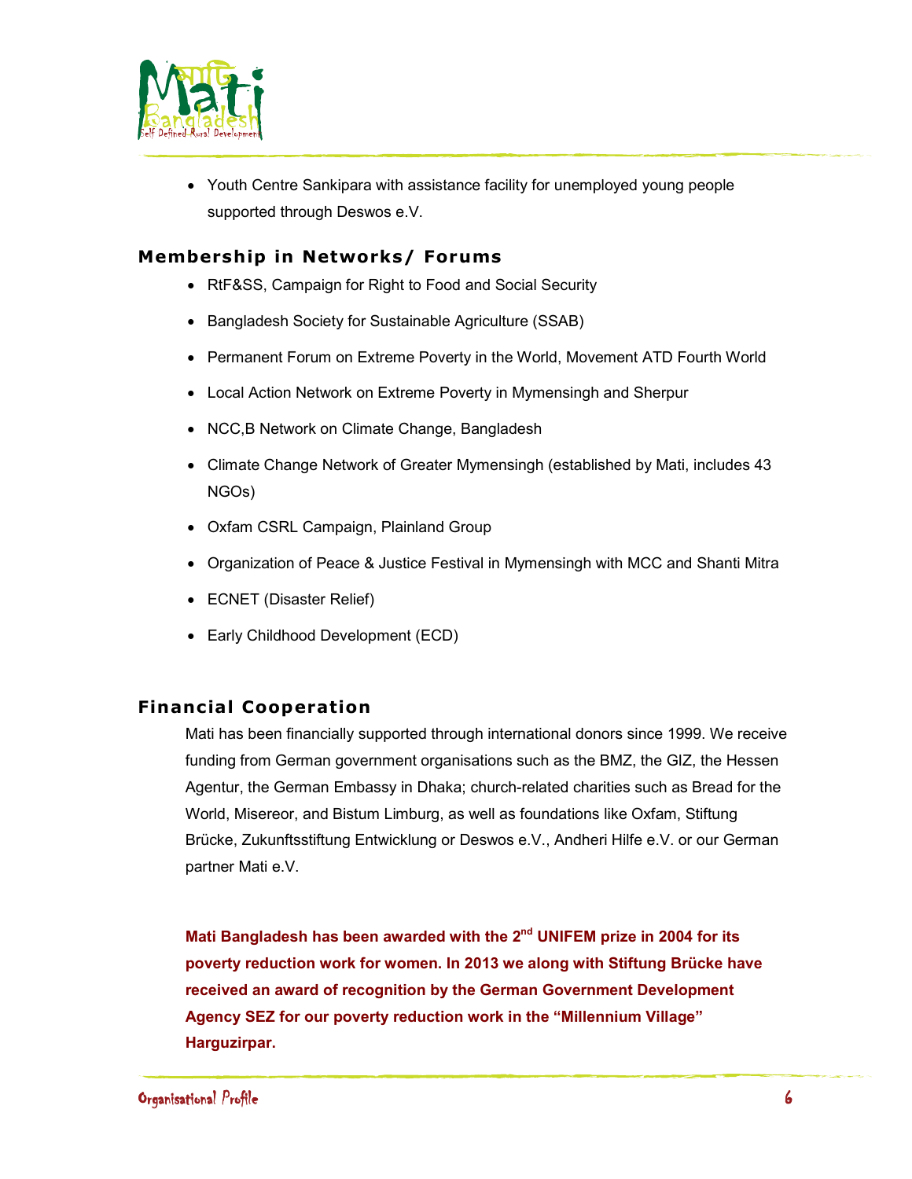- Youth Centre Sankipara with assistance facility for unemployed young people supported through Deswos e.V.

## Membership in Networks/ Forums

- RtF&SS, Campaign for Right to Food and Social Security
- Bangladesh Society for Sustainable Agriculture (SSAB)
- Permanent Forum on Extreme Poverty in the World, Movement ATD Fourth World
- Local Action Network on Extreme Poverty in Mymensingh and Sherpur
- NCC,B Network on Climate Change, Bangladesh
- Climate Change Network of Greater Mymensingh (established by Mati, includes 43 NGOs)
- Oxfam CSRL Campaign, Plainland Group
- Organization of Peace & Justice Festival in Mymensingh with MCC and Shanti Mitra
- ECNET (Disaster Relief)
- Early Childhood Development (ECD)

## Financial Cooperation

Mati has been financially supported through international donors since 1999. We receive funding from German government organisations such as the BMZ, the GIZ, the Hessen Agentur, the German Embassy in Dhaka; church-related charities such as Bread for the World, Misereor, and Bistum Limburg, as well as foundations like Oxfam, Stiftung Brücke, Zukunftsstiftung Entwicklung or Deswos e.V., Andheri Hilfe e.V. or our German partner Mati e.V.

**Mati Bangladesh has been awarded with the 2nd UNIFEM prize in 2004 for its poverty reduction work for women. In 2013 we along with Stiftung Brücke have received an award of recognition by the German Government Development Agency SEZ for our poverty reduction work in the "Millennium Village" Harguzirpar.**